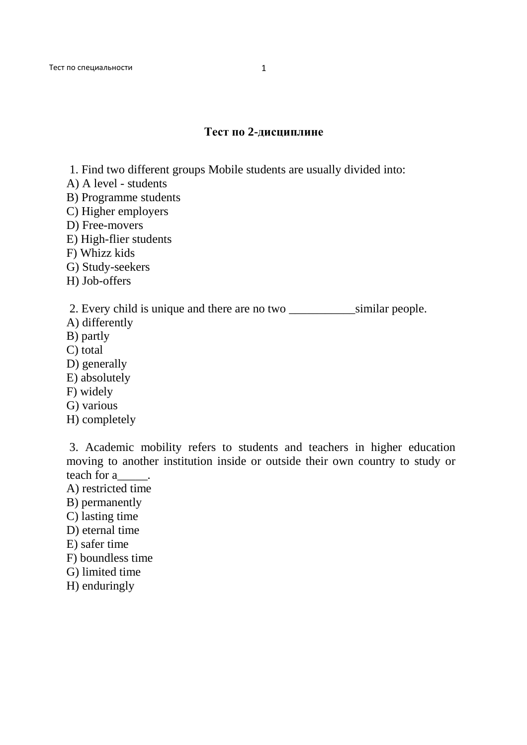## Тест по 2-дисциплине

1. Find two different groups Mobile students are usually divided into:
A) A level - students
B) Programme students
C) Higher employers
D) Free-movers
E) High-flier students
F) Whizz kids
G) Study-seekers
H) Job-offers

2. Every child is unique and there are no two ___________similar people.
A) differently
B) partly
C) total
D) generally
E) absolutely
F) widely
G) various
H) completely

3. Academic mobility refers to students and teachers in higher education moving to another institution inside or outside their own country to study or teach for a_____.
A) restricted time
B) permanently
C) lasting time
D) eternal time
E) safer time
F) boundless time
G) limited time
H) enduringly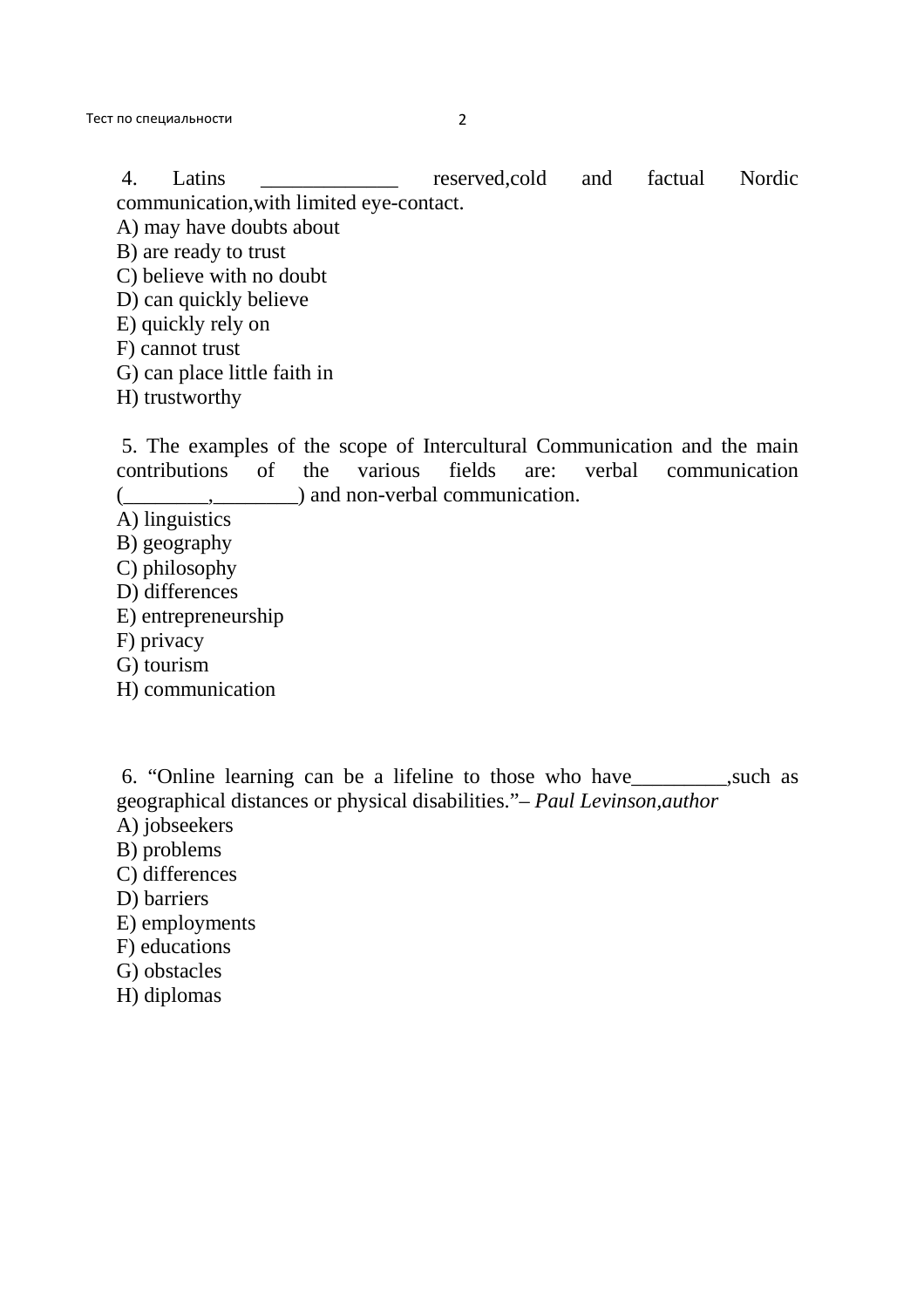4. Latins _____________ reserved,cold and factual Nordic communication,with limited eye-contact.

A) may have doubts about  
B) are ready to trust  
C) believe with no doubt  
D) can quickly believe  
E) quickly rely on  
F) cannot trust  
G) can place little faith in  
H) trustworthy

5. The examples of the scope of Intercultural Communication and the main contributions of the various fields are: verbal communication (________,________) and non-verbal communication.

A) linguistics  
B) geography  
C) philosophy  
D) differences  
E) entrepreneurship  
F) privacy  
G) tourism  
H) communication

6. “Online learning can be a lifeline to those who have_________,such as geographical distances or physical disabilities.”– *Paul Levinson,author*

A) jobseekers  
B) problems  
C) differences  
D) barriers  
E) employments  
F) educations  
G) obstacles  
H) diplomas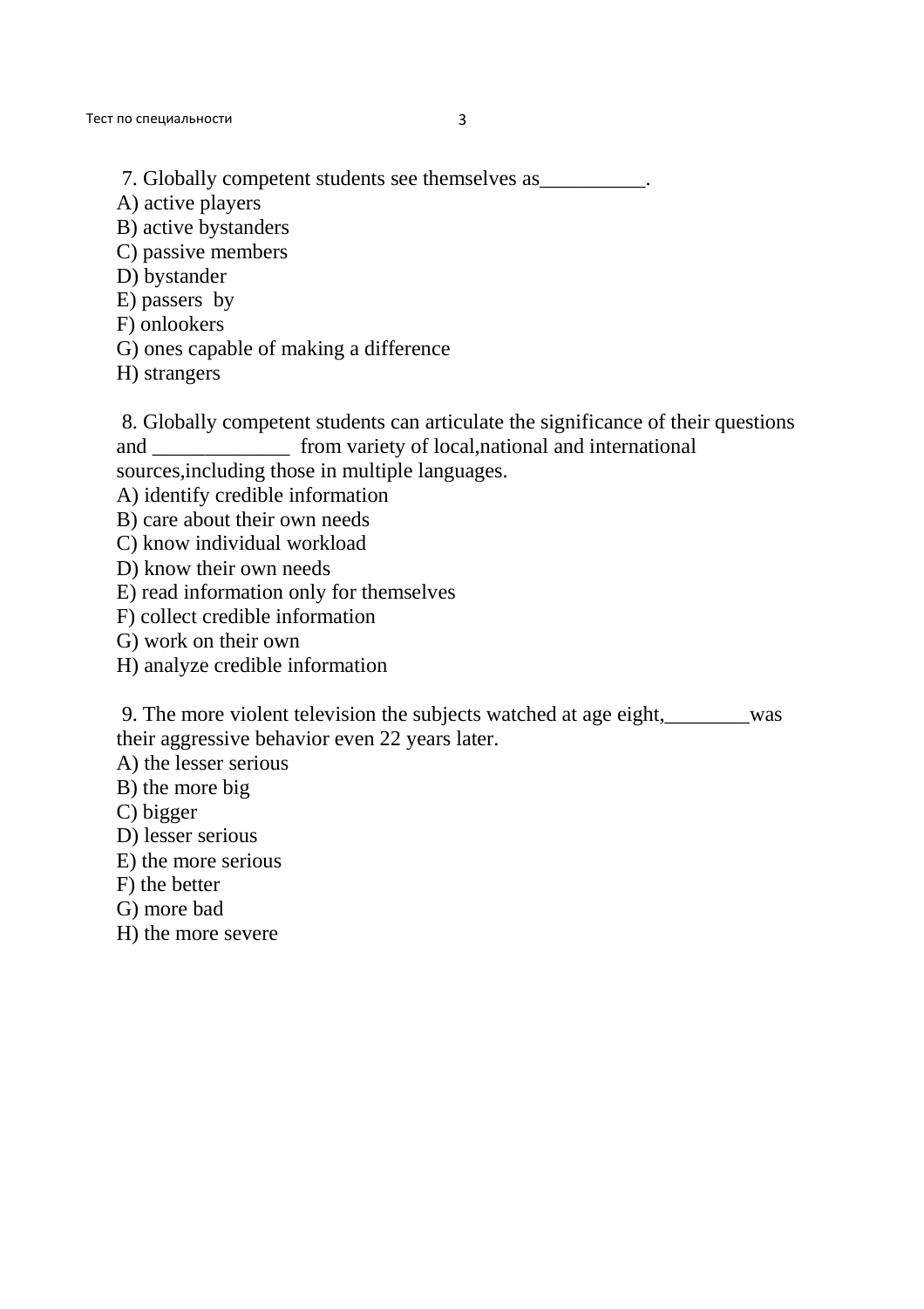7. Globally competent students see themselves as__________.

A) active players
B) active bystanders
C) passive members
D) bystander
E) passers  by
F) onlookers
G) ones capable of making a difference
H) strangers

8. Globally competent students can articulate the significance of their questions and _____________ from variety of local,national and international sources,including those in multiple languages.

A) identify credible information
B) care about their own needs
C) know individual workload
D) know their own needs
E) read information only for themselves
F) collect credible information
G) work on their own
H) analyze credible information

9. The more violent television the subjects watched at age eight,________was their aggressive behavior even 22 years later.

A) the lesser serious
B) the more big
C) bigger
D) lesser serious
E) the more serious
F) the better
G) more bad
H) the more severe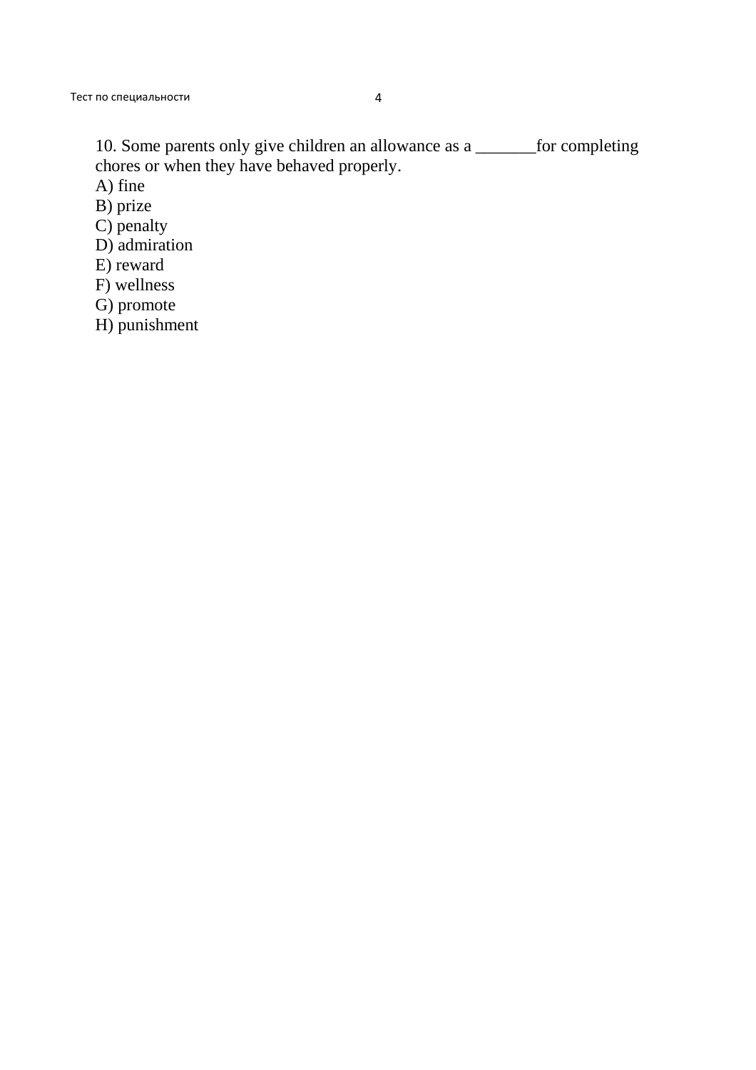10. Some parents only give children an allowance as a _______for completing chores or when they have behaved properly.

A) fine
B) prize
C) penalty
D) admiration
E) reward
F) wellness
G) promote
H) punishment